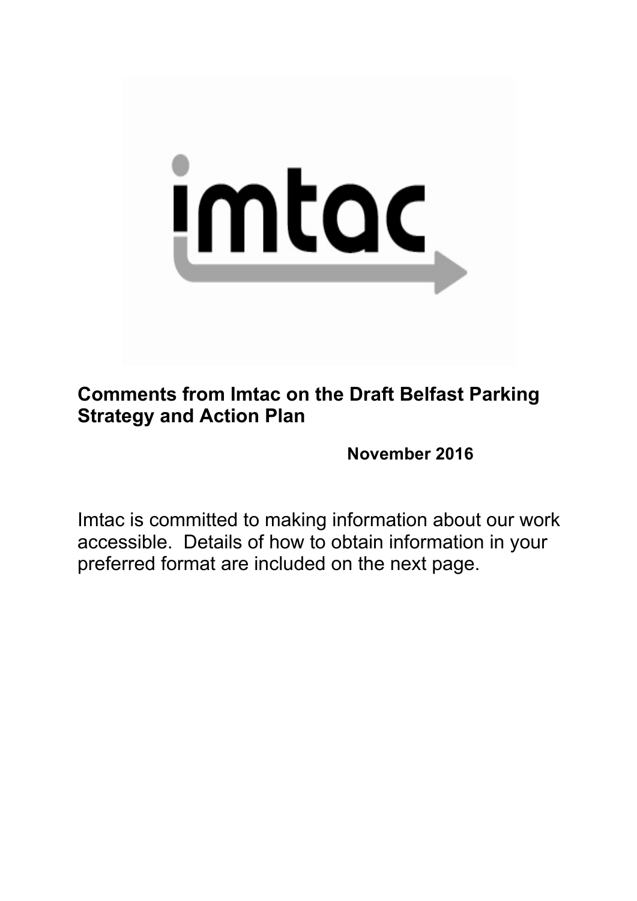imtac

**Comments from Imtac on the Draft Belfast Parking Strategy and Action Plan**

**November 2016**

Imtac is committed to making information about our work accessible. Details of how to obtain information in your preferred format are included on the next page.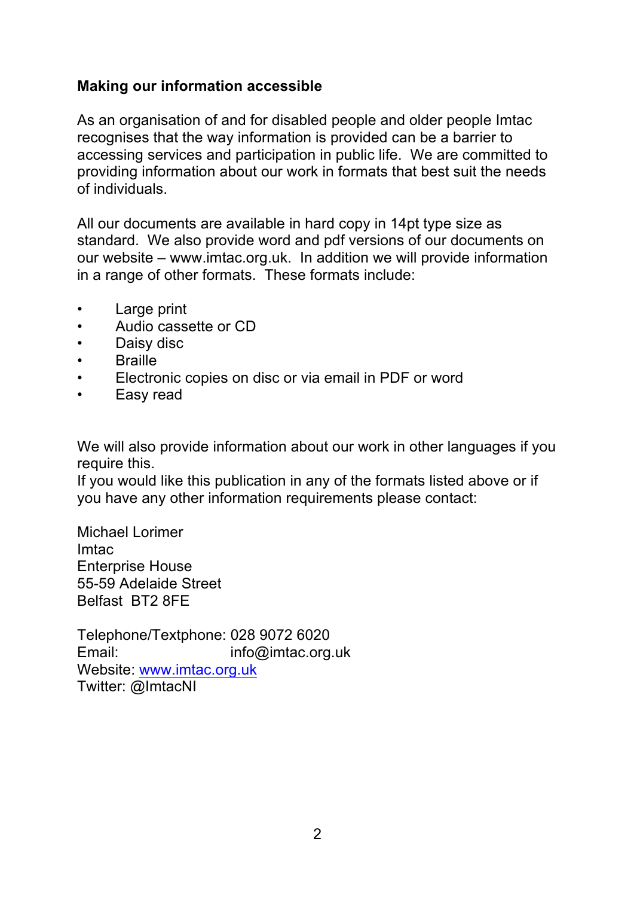**Making our information accessible**

As an organisation of and for disabled people and older people Imtac recognises that the way information is provided can be a barrier to accessing services and participation in public life. We are committed to providing information about our work in formats that best suit the needs of individuals.

All our documents are available in hard copy in 14pt type size as standard. We also provide word and pdf versions of our documents on our website – www.imtac.org.uk. In addition we will provide information in a range of other formats. These formats include:

- Large print
- Audio cassette or CD
- Daisy disc
- Braille
- Electronic copies on disc or via email in PDF or word
- Easy read

We will also provide information about our work in other languages if you require this.
If you would like this publication in any of the formats listed above or if you have any other information requirements please contact:

Michael Lorimer
Imtac
Enterprise House
55-59 Adelaide Street
Belfast BT2 8FE

Telephone/Textphone: 028 9072 6020
Email: info@imtac.org.uk
Website: [www.imtac.org.uk](http://www.imtac.org.uk)
Twitter: @ImtacNI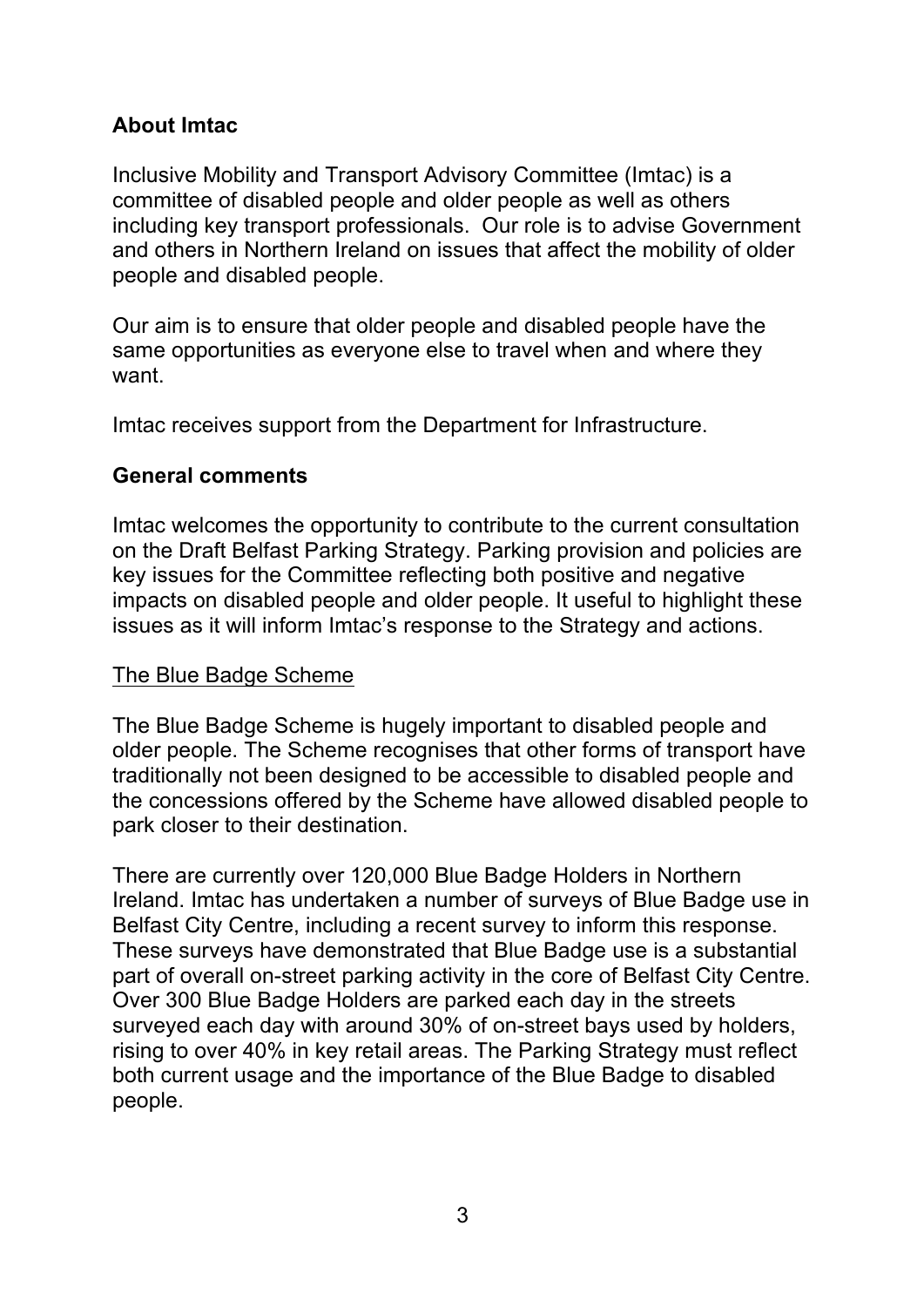**About Imtac**

Inclusive Mobility and Transport Advisory Committee (Imtac) is a committee of disabled people and older people as well as others including key transport professionals. Our role is to advise Government and others in Northern Ireland on issues that affect the mobility of older people and disabled people.

Our aim is to ensure that older people and disabled people have the same opportunities as everyone else to travel when and where they want.

Imtac receives support from the Department for Infrastructure.

**General comments**

Imtac welcomes the opportunity to contribute to the current consultation on the Draft Belfast Parking Strategy. Parking provision and policies are key issues for the Committee reflecting both positive and negative impacts on disabled people and older people. It useful to highlight these issues as it will inform Imtac's response to the Strategy and actions.

<u>The Blue Badge Scheme</u>

The Blue Badge Scheme is hugely important to disabled people and older people. The Scheme recognises that other forms of transport have traditionally not been designed to be accessible to disabled people and the concessions offered by the Scheme have allowed disabled people to park closer to their destination.

There are currently over 120,000 Blue Badge Holders in Northern Ireland. Imtac has undertaken a number of surveys of Blue Badge use in Belfast City Centre, including a recent survey to inform this response. These surveys have demonstrated that Blue Badge use is a substantial part of overall on-street parking activity in the core of Belfast City Centre. Over 300 Blue Badge Holders are parked each day in the streets surveyed each day with around 30% of on-street bays used by holders, rising to over 40% in key retail areas. The Parking Strategy must reflect both current usage and the importance of the Blue Badge to disabled people.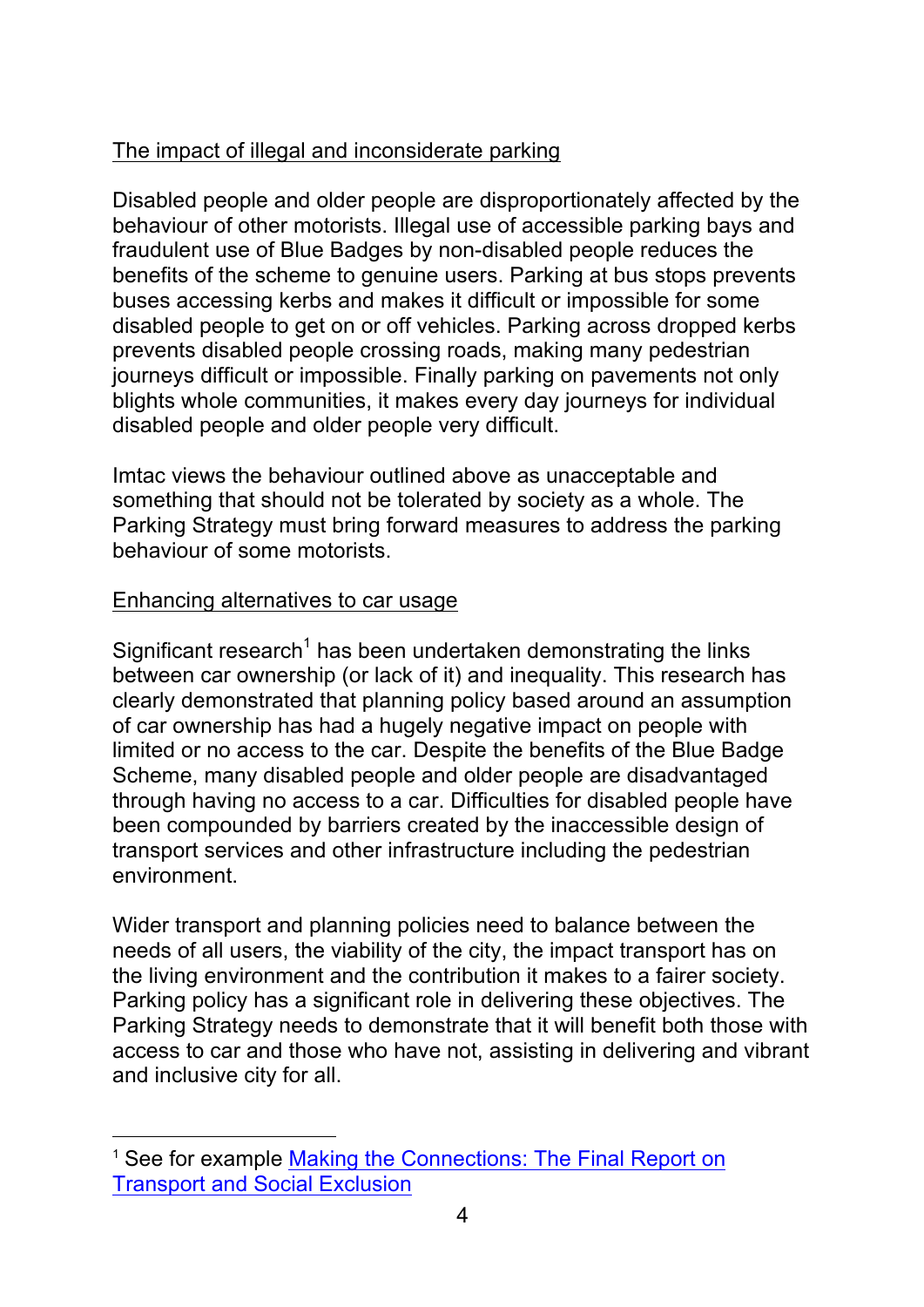<u>The impact of illegal and inconsiderate parking</u>

Disabled people and older people are disproportionately affected by the behaviour of other motorists. Illegal use of accessible parking bays and fraudulent use of Blue Badges by non-disabled people reduces the benefits of the scheme to genuine users. Parking at bus stops prevents buses accessing kerbs and makes it difficult or impossible for some disabled people to get on or off vehicles. Parking across dropped kerbs prevents disabled people crossing roads, making many pedestrian journeys difficult or impossible. Finally parking on pavements not only blights whole communities, it makes every day journeys for individual disabled people and older people very difficult.

Imtac views the behaviour outlined above as unacceptable and something that should not be tolerated by society as a whole. The Parking Strategy must bring forward measures to address the parking behaviour of some motorists.

<u>Enhancing alternatives to car usage</u>

Significant research[1] has been undertaken demonstrating the links between car ownership (or lack of it) and inequality. This research has clearly demonstrated that planning policy based around an assumption of car ownership has had a hugely negative impact on people with limited or no access to the car. Despite the benefits of the Blue Badge Scheme, many disabled people and older people are disadvantaged through having no access to a car. Difficulties for disabled people have been compounded by barriers created by the inaccessible design of transport services and other infrastructure including the pedestrian environment.

Wider transport and planning policies need to balance between the needs of all users, the viability of the city, the impact transport has on the living environment and the contribution it makes to a fairer society. Parking policy has a significant role in delivering these objectives. The Parking Strategy needs to demonstrate that it will benefit both those with access to car and those who have not, assisting in delivering and vibrant and inclusive city for all.

---

[1] See for example Making the Connections: The Final Report on Transport and Social Exclusion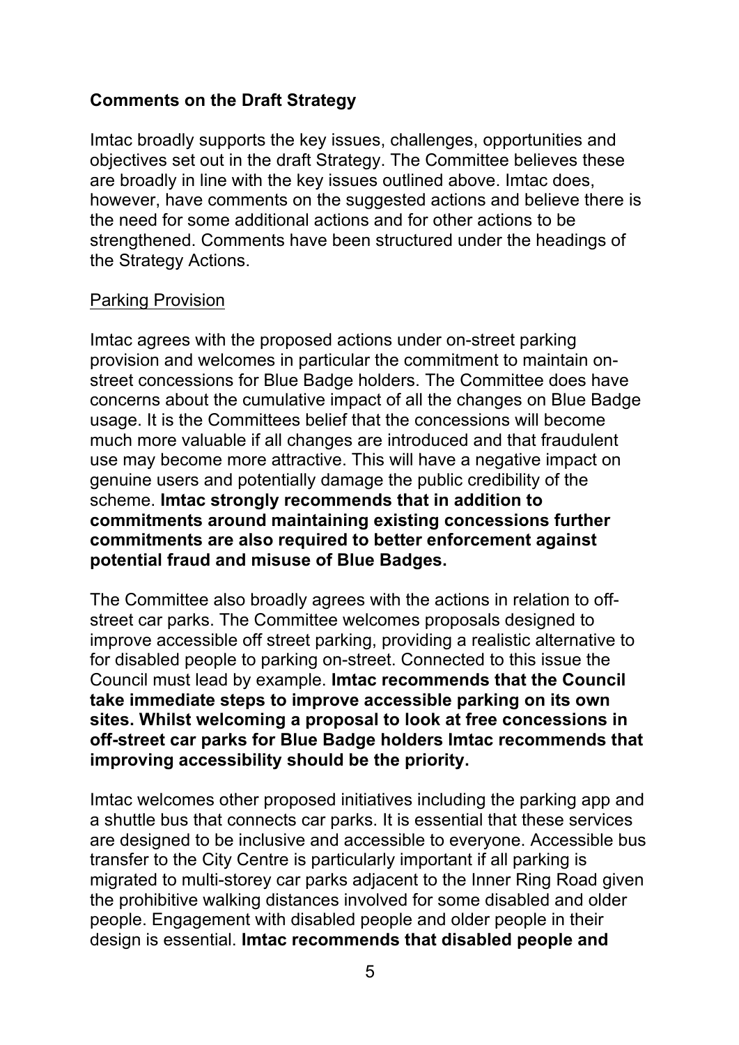**Comments on the Draft Strategy**

Imtac broadly supports the key issues, challenges, opportunities and objectives set out in the draft Strategy. The Committee believes these are broadly in line with the key issues outlined above. Imtac does, however, have comments on the suggested actions and believe there is the need for some additional actions and for other actions to be strengthened. Comments have been structured under the headings of the Strategy Actions.

<u>Parking Provision</u>

Imtac agrees with the proposed actions under on-street parking provision and welcomes in particular the commitment to maintain on-street concessions for Blue Badge holders. The Committee does have concerns about the cumulative impact of all the changes on Blue Badge usage. It is the Committees belief that the concessions will become much more valuable if all changes are introduced and that fraudulent use may become more attractive. This will have a negative impact on genuine users and potentially damage the public credibility of the scheme. **Imtac strongly recommends that in addition to commitments around maintaining existing concessions further commitments are also required to better enforcement against potential fraud and misuse of Blue Badges.**

The Committee also broadly agrees with the actions in relation to off-street car parks. The Committee welcomes proposals designed to improve accessible off street parking, providing a realistic alternative to for disabled people to parking on-street. Connected to this issue the Council must lead by example. **Imtac recommends that the Council take immediate steps to improve accessible parking on its own sites. Whilst welcoming a proposal to look at free concessions in off-street car parks for Blue Badge holders Imtac recommends that improving accessibility should be the priority.**

Imtac welcomes other proposed initiatives including the parking app and a shuttle bus that connects car parks. It is essential that these services are designed to be inclusive and accessible to everyone. Accessible bus transfer to the City Centre is particularly important if all parking is migrated to multi-storey car parks adjacent to the Inner Ring Road given the prohibitive walking distances involved for some disabled and older people. Engagement with disabled people and older people in their design is essential. **Imtac recommends that disabled people and**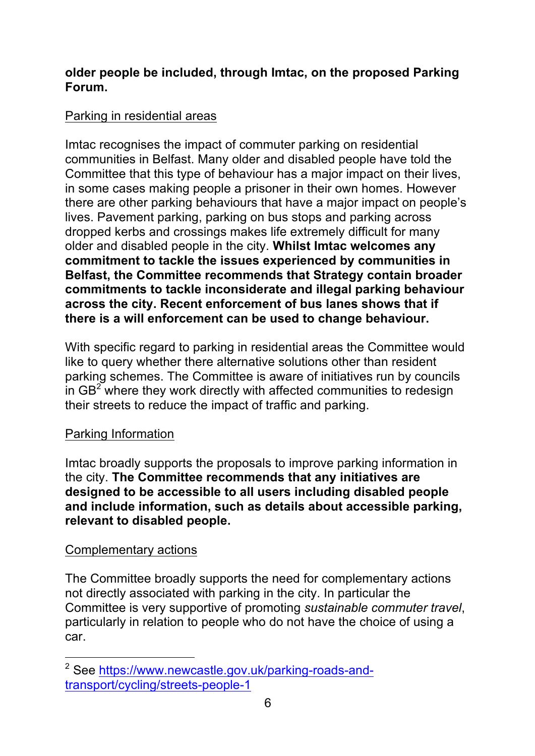**older people be included, through Imtac, on the proposed Parking Forum.**

Parking in residential areas

Imtac recognises the impact of commuter parking on residential communities in Belfast. Many older and disabled people have told the Committee that this type of behaviour has a major impact on their lives, in some cases making people a prisoner in their own homes. However there are other parking behaviours that have a major impact on people's lives. Pavement parking, parking on bus stops and parking across dropped kerbs and crossings makes life extremely difficult for many older and disabled people in the city. **Whilst Imtac welcomes any commitment to tackle the issues experienced by communities in Belfast, the Committee recommends that Strategy contain broader commitments to tackle inconsiderate and illegal parking behaviour across the city. Recent enforcement of bus lanes shows that if there is a will enforcement can be used to change behaviour.**

With specific regard to parking in residential areas the Committee would like to query whether there alternative solutions other than resident parking schemes. The Committee is aware of initiatives run by councils in GB[2] where they work directly with affected communities to redesign their streets to reduce the impact of traffic and parking.

Parking Information

Imtac broadly supports the proposals to improve parking information in the city. **The Committee recommends that any initiatives are designed to be accessible to all users including disabled people and include information, such as details about accessible parking, relevant to disabled people.**

Complementary actions

The Committee broadly supports the need for complementary actions not directly associated with parking in the city. In particular the Committee is very supportive of promoting *sustainable commuter travel*, particularly in relation to people who do not have the choice of using a car.

---

[2] See https://www.newcastle.gov.uk/parking-roads-and-transport/cycling/streets-people-1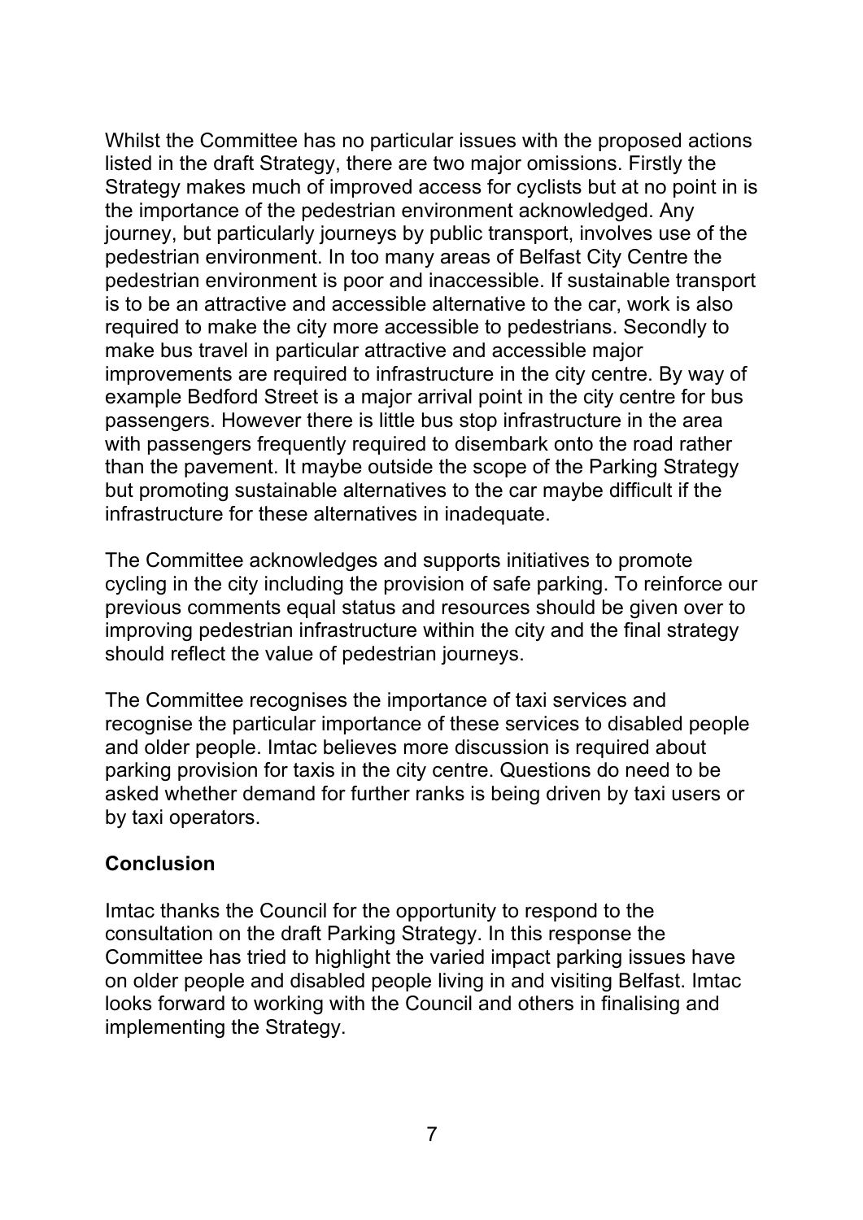Whilst the Committee has no particular issues with the proposed actions listed in the draft Strategy, there are two major omissions. Firstly the Strategy makes much of improved access for cyclists but at no point in is the importance of the pedestrian environment acknowledged. Any journey, but particularly journeys by public transport, involves use of the pedestrian environment. In too many areas of Belfast City Centre the pedestrian environment is poor and inaccessible. If sustainable transport is to be an attractive and accessible alternative to the car, work is also required to make the city more accessible to pedestrians. Secondly to make bus travel in particular attractive and accessible major improvements are required to infrastructure in the city centre. By way of example Bedford Street is a major arrival point in the city centre for bus passengers. However there is little bus stop infrastructure in the area with passengers frequently required to disembark onto the road rather than the pavement. It maybe outside the scope of the Parking Strategy but promoting sustainable alternatives to the car maybe difficult if the infrastructure for these alternatives in inadequate.

The Committee acknowledges and supports initiatives to promote cycling in the city including the provision of safe parking. To reinforce our previous comments equal status and resources should be given over to improving pedestrian infrastructure within the city and the final strategy should reflect the value of pedestrian journeys.

The Committee recognises the importance of taxi services and recognise the particular importance of these services to disabled people and older people. Imtac believes more discussion is required about parking provision for taxis in the city centre. Questions do need to be asked whether demand for further ranks is being driven by taxi users or by taxi operators.

**Conclusion**

Imtac thanks the Council for the opportunity to respond to the consultation on the draft Parking Strategy. In this response the Committee has tried to highlight the varied impact parking issues have on older people and disabled people living in and visiting Belfast. Imtac looks forward to working with the Council and others in finalising and implementing the Strategy.